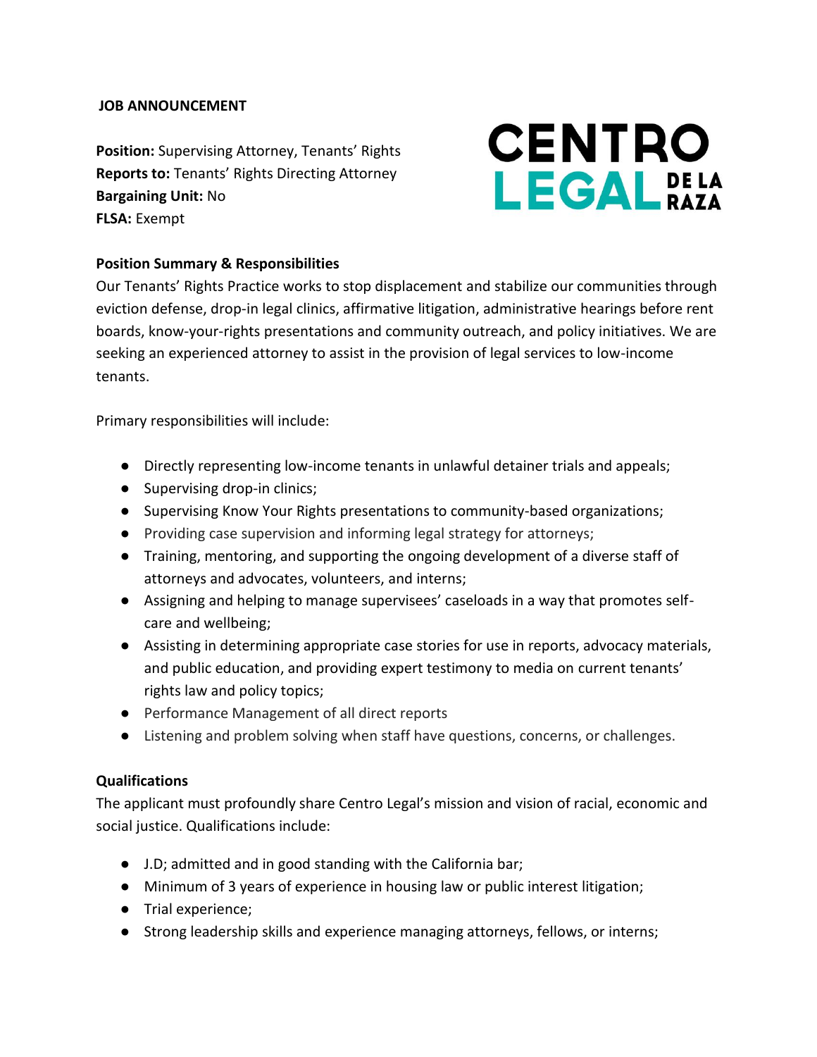**JOB ANNOUNCEMENT**

**Position:** Supervising Attorney, Tenants' Rights
**Reports to:** Tenants' Rights Directing Attorney
**Bargaining Unit:** No
**FLSA:** Exempt

CENTRO LEGAL DE LA RAZA

**Position Summary & Responsibilities**

Our Tenants' Rights Practice works to stop displacement and stabilize our communities through eviction defense, drop-in legal clinics, affirmative litigation, administrative hearings before rent boards, know-your-rights presentations and community outreach, and policy initiatives. We are seeking an experienced attorney to assist in the provision of legal services to low-income tenants.

Primary responsibilities will include:

- Directly representing low-income tenants in unlawful detainer trials and appeals;
- Supervising drop-in clinics;
- Supervising Know Your Rights presentations to community-based organizations;
- Providing case supervision and informing legal strategy for attorneys;
- Training, mentoring, and supporting the ongoing development of a diverse staff of attorneys and advocates, volunteers, and interns;
- Assigning and helping to manage supervisees' caseloads in a way that promotes self-care and wellbeing;
- Assisting in determining appropriate case stories for use in reports, advocacy materials, and public education, and providing expert testimony to media on current tenants' rights law and policy topics;
- Performance Management of all direct reports
- Listening and problem solving when staff have questions, concerns, or challenges.

**Qualifications**

The applicant must profoundly share Centro Legal's mission and vision of racial, economic and social justice. Qualifications include:

- J.D; admitted and in good standing with the California bar;
- Minimum of 3 years of experience in housing law or public interest litigation;
- Trial experience;
- Strong leadership skills and experience managing attorneys, fellows, or interns;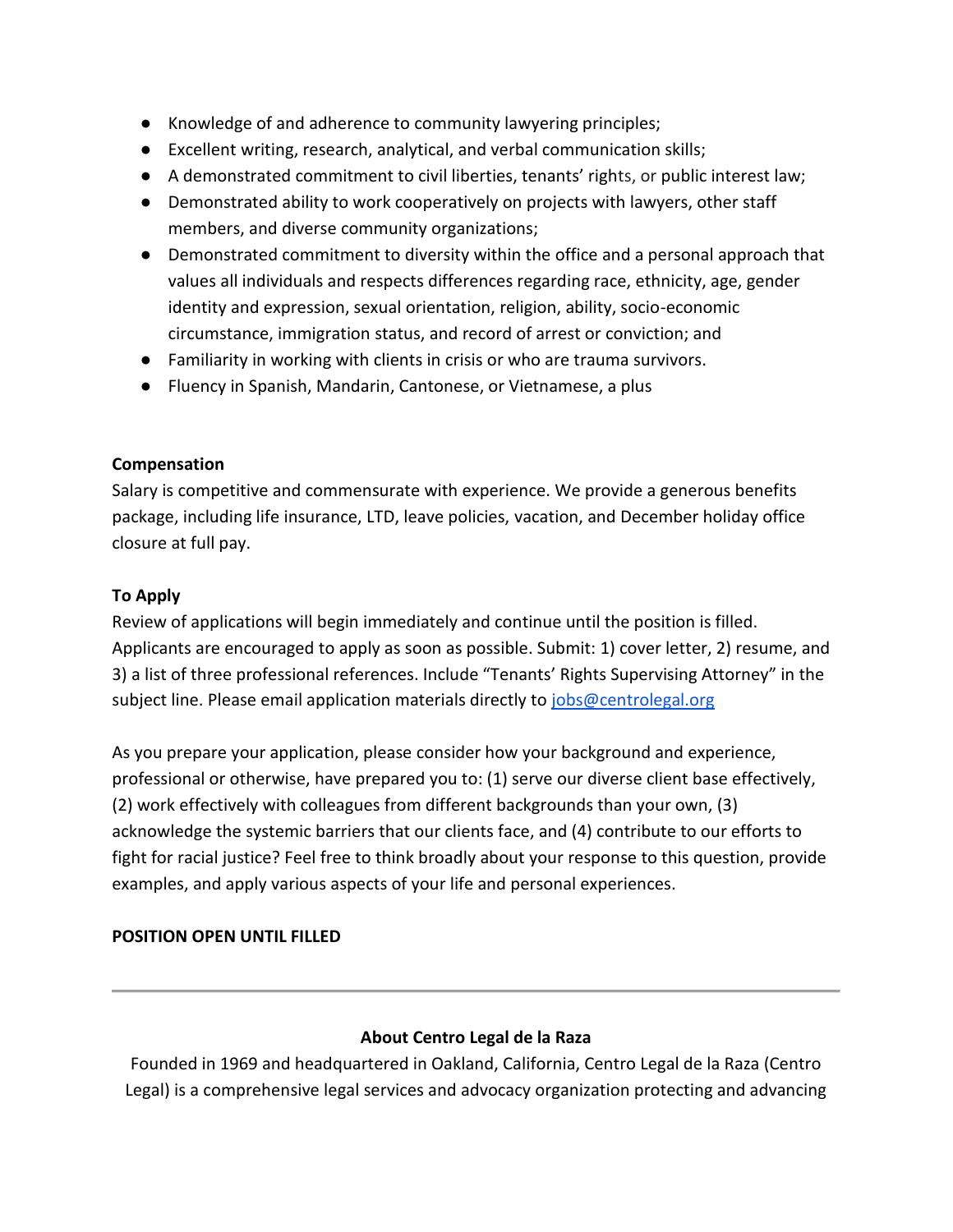- Knowledge of and adherence to community lawyering principles;
- Excellent writing, research, analytical, and verbal communication skills;
- A demonstrated commitment to civil liberties, tenants' rights, or public interest law;
- Demonstrated ability to work cooperatively on projects with lawyers, other staff members, and diverse community organizations;
- Demonstrated commitment to diversity within the office and a personal approach that values all individuals and respects differences regarding race, ethnicity, age, gender identity and expression, sexual orientation, religion, ability, socio-economic circumstance, immigration status, and record of arrest or conviction; and
- Familiarity in working with clients in crisis or who are trauma survivors.
- Fluency in Spanish, Mandarin, Cantonese, or Vietnamese, a plus

**Compensation**

Salary is competitive and commensurate with experience. We provide a generous benefits package, including life insurance, LTD, leave policies, vacation, and December holiday office closure at full pay.

**To Apply**

Review of applications will begin immediately and continue until the position is filled. Applicants are encouraged to apply as soon as possible. Submit: 1) cover letter, 2) resume, and 3) a list of three professional references. Include "Tenants' Rights Supervising Attorney" in the subject line. Please email application materials directly to [jobs@centrolegal.org](mailto:jobs@centrolegal.org)

As you prepare your application, please consider how your background and experience, professional or otherwise, have prepared you to: (1) serve our diverse client base effectively, (2) work effectively with colleagues from different backgrounds than your own, (3) acknowledge the systemic barriers that our clients face, and (4) contribute to our efforts to fight for racial justice? Feel free to think broadly about your response to this question, provide examples, and apply various aspects of your life and personal experiences.

**POSITION OPEN UNTIL FILLED**

---

**About Centro Legal de la Raza**

Founded in 1969 and headquartered in Oakland, California, Centro Legal de la Raza (Centro Legal) is a comprehensive legal services and advocacy organization protecting and advancing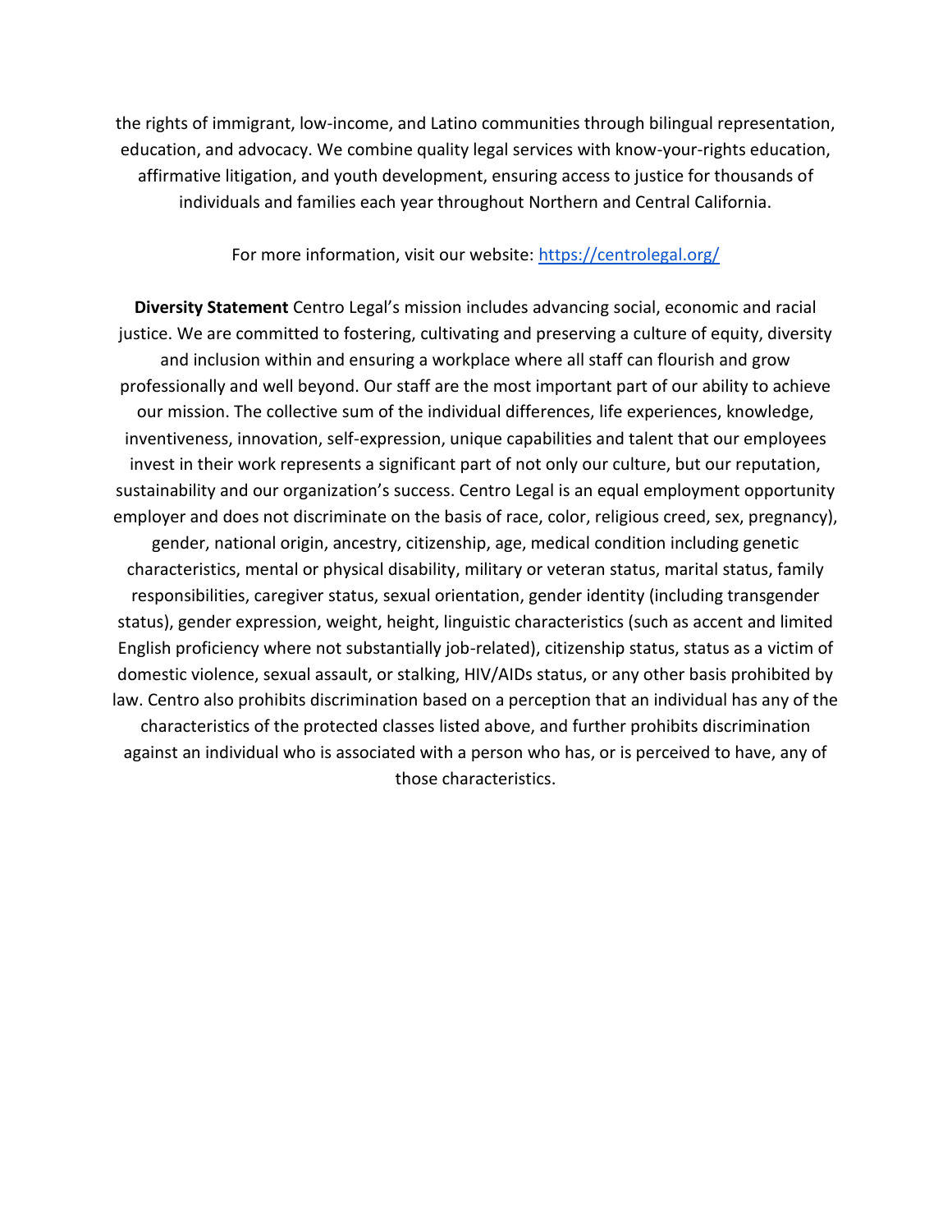the rights of immigrant, low-income, and Latino communities through bilingual representation, education, and advocacy. We combine quality legal services with know-your-rights education, affirmative litigation, and youth development, ensuring access to justice for thousands of individuals and families each year throughout Northern and Central California.

For more information, visit our website: https://centrolegal.org/

**Diversity Statement** Centro Legal's mission includes advancing social, economic and racial justice. We are committed to fostering, cultivating and preserving a culture of equity, diversity and inclusion within and ensuring a workplace where all staff can flourish and grow professionally and well beyond. Our staff are the most important part of our ability to achieve our mission. The collective sum of the individual differences, life experiences, knowledge, inventiveness, innovation, self-expression, unique capabilities and talent that our employees invest in their work represents a significant part of not only our culture, but our reputation, sustainability and our organization's success. Centro Legal is an equal employment opportunity employer and does not discriminate on the basis of race, color, religious creed, sex, pregnancy), gender, national origin, ancestry, citizenship, age, medical condition including genetic characteristics, mental or physical disability, military or veteran status, marital status, family responsibilities, caregiver status, sexual orientation, gender identity (including transgender status), gender expression, weight, height, linguistic characteristics (such as accent and limited English proficiency where not substantially job-related), citizenship status, status as a victim of domestic violence, sexual assault, or stalking, HIV/AIDs status, or any other basis prohibited by law. Centro also prohibits discrimination based on a perception that an individual has any of the characteristics of the protected classes listed above, and further prohibits discrimination against an individual who is associated with a person who has, or is perceived to have, any of those characteristics.